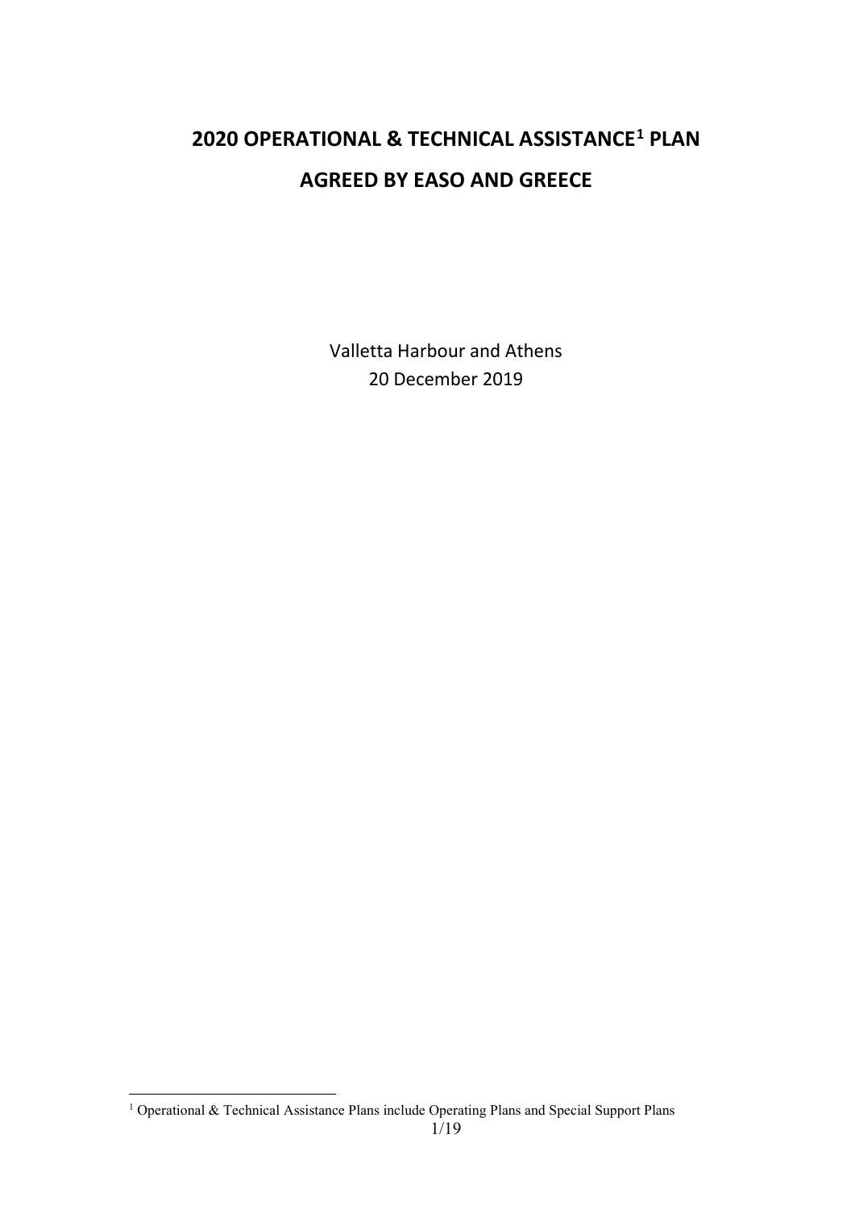# 2020 OPERATIONAL & TECHNICAL ASSISTANCE[1] PLAN

# AGREED BY EASO AND GREECE

Valletta Harbour and Athens
20 December 2019

[1] Operational & Technical Assistance Plans include Operating Plans and Special Support Plans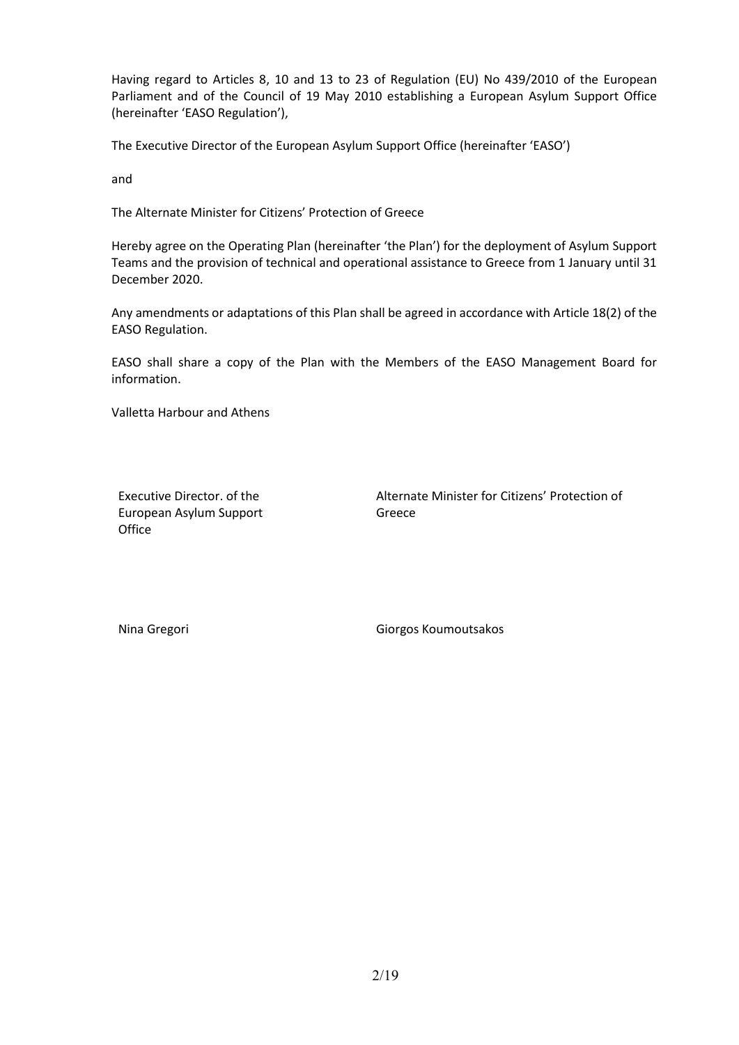Having regard to Articles 8, 10 and 13 to 23 of Regulation (EU) No 439/2010 of the European Parliament and of the Council of 19 May 2010 establishing a European Asylum Support Office (hereinafter 'EASO Regulation'),

The Executive Director of the European Asylum Support Office (hereinafter 'EASO')

and

The Alternate Minister for Citizens' Protection of Greece

Hereby agree on the Operating Plan (hereinafter 'the Plan') for the deployment of Asylum Support Teams and the provision of technical and operational assistance to Greece from 1 January until 31 December 2020.

Any amendments or adaptations of this Plan shall be agreed in accordance with Article 18(2) of the EASO Regulation.

EASO shall share a copy of the Plan with the Members of the EASO Management Board for information.

Valletta Harbour and Athens

| Executive Director. of the European Asylum Support Office | Alternate Minister for Citizens' Protection of Greece |
| --- | --- |
| Nina Gregori | Giorgos Koumoutsakos |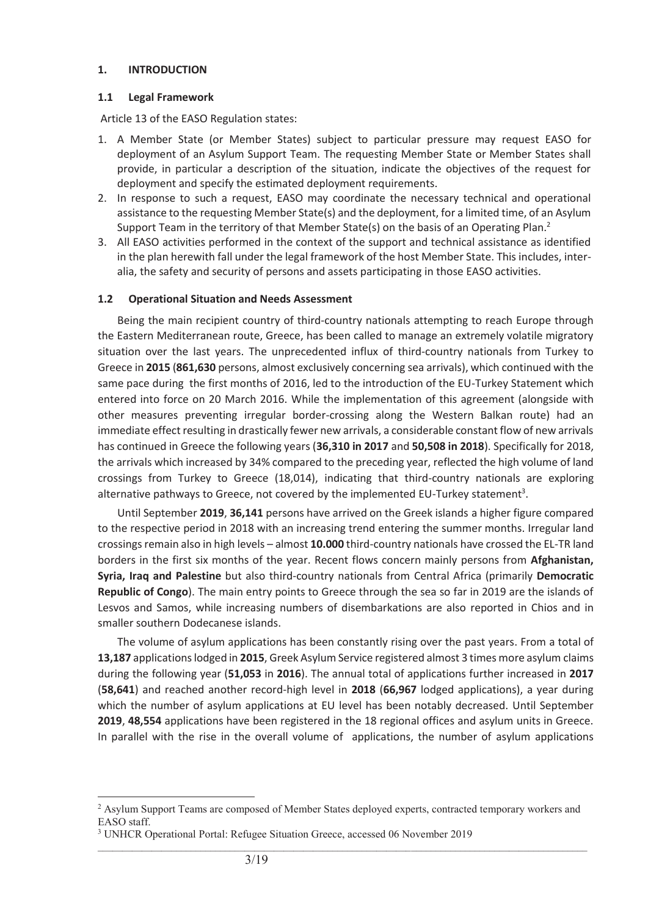## 1. INTRODUCTION

### 1.1 Legal Framework

Article 13 of the EASO Regulation states:

1. A Member State (or Member States) subject to particular pressure may request EASO for deployment of an Asylum Support Team. The requesting Member State or Member States shall provide, in particular a description of the situation, indicate the objectives of the request for deployment and specify the estimated deployment requirements.
2. In response to such a request, EASO may coordinate the necessary technical and operational assistance to the requesting Member State(s) and the deployment, for a limited time, of an Asylum Support Team in the territory of that Member State(s) on the basis of an Operating Plan.[2]
3. All EASO activities performed in the context of the support and technical assistance as identified in the plan herewith fall under the legal framework of the host Member State. This includes, inter-alia, the safety and security of persons and assets participating in those EASO activities.

### 1.2 Operational Situation and Needs Assessment

Being the main recipient country of third-country nationals attempting to reach Europe through the Eastern Mediterranean route, Greece, has been called to manage an extremely volatile migratory situation over the last years. The unprecedented influx of third-country nationals from Turkey to Greece in **2015** (**861,630** persons, almost exclusively concerning sea arrivals), which continued with the same pace during the first months of 2016, led to the introduction of the EU-Turkey Statement which entered into force on 20 March 2016. While the implementation of this agreement (alongside with other measures preventing irregular border-crossing along the Western Balkan route) had an immediate effect resulting in drastically fewer new arrivals, a considerable constant flow of new arrivals has continued in Greece the following years (**36,310 in 2017** and **50,508 in 2018**). Specifically for 2018, the arrivals which increased by 34% compared to the preceding year, reflected the high volume of land crossings from Turkey to Greece (18,014), indicating that third-country nationals are exploring alternative pathways to Greece, not covered by the implemented EU-Turkey statement[3].

Until September **2019**, **36,141** persons have arrived on the Greek islands a higher figure compared to the respective period in 2018 with an increasing trend entering the summer months. Irregular land crossings remain also in high levels – almost **10.000** third-country nationals have crossed the EL-TR land borders in the first six months of the year. Recent flows concern mainly persons from **Afghanistan, Syria, Iraq and Palestine** but also third-country nationals from Central Africa (primarily **Democratic Republic of Congo**). The main entry points to Greece through the sea so far in 2019 are the islands of Lesvos and Samos, while increasing numbers of disembarkations are also reported in Chios and in smaller southern Dodecanese islands.

The volume of asylum applications has been constantly rising over the past years. From a total of **13,187** applications lodged in **2015**, Greek Asylum Service registered almost 3 times more asylum claims during the following year (**51,053** in **2016**). The annual total of applications further increased in **2017** (**58,641**) and reached another record-high level in **2018** (**66,967** lodged applications), a year during which the number of asylum applications at EU level has been notably decreased. Until September **2019**, **48,554** applications have been registered in the 18 regional offices and asylum units in Greece. In parallel with the rise in the overall volume of applications, the number of asylum applications

---

[2] Asylum Support Teams are composed of Member States deployed experts, contracted temporary workers and EASO staff.

[3] UNHCR Operational Portal: Refugee Situation Greece, accessed 06 November 2019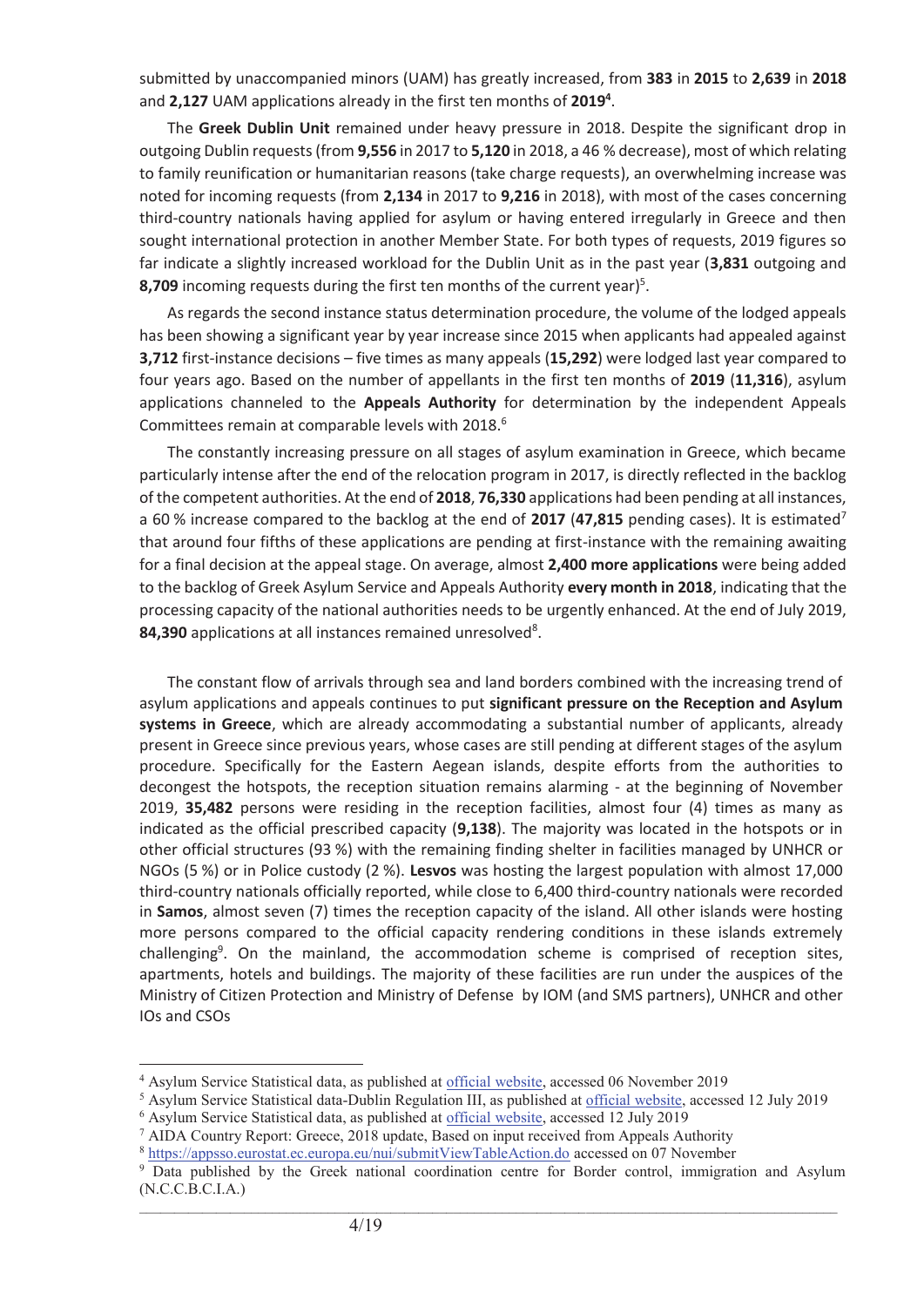submitted by unaccompanied minors (UAM) has greatly increased, from **383** in **2015** to **2,639** in **2018** and **2,127** UAM applications already in the first ten months of **2019**[4].

The **Greek Dublin Unit** remained under heavy pressure in 2018. Despite the significant drop in outgoing Dublin requests (from **9,556** in 2017 to **5,120** in 2018, a 46 % decrease), most of which relating to family reunification or humanitarian reasons (take charge requests), an overwhelming increase was noted for incoming requests (from **2,134** in 2017 to **9,216** in 2018), with most of the cases concerning third-country nationals having applied for asylum or having entered irregularly in Greece and then sought international protection in another Member State. For both types of requests, 2019 figures so far indicate a slightly increased workload for the Dublin Unit as in the past year (**3,831** outgoing and **8,709** incoming requests during the first ten months of the current year)[5].

As regards the second instance status determination procedure, the volume of the lodged appeals has been showing a significant year by year increase since 2015 when applicants had appealed against **3,712** first-instance decisions – five times as many appeals (**15,292**) were lodged last year compared to four years ago. Based on the number of appellants in the first ten months of **2019** (**11,316**), asylum applications channeled to the **Appeals Authority** for determination by the independent Appeals Committees remain at comparable levels with 2018.[6]

The constantly increasing pressure on all stages of asylum examination in Greece, which became particularly intense after the end of the relocation program in 2017, is directly reflected in the backlog of the competent authorities. At the end of **2018**, **76,330** applications had been pending at all instances, a 60 % increase compared to the backlog at the end of **2017** (**47,815** pending cases). It is estimated[7] that around four fifths of these applications are pending at first-instance with the remaining awaiting for a final decision at the appeal stage. On average, almost **2,400 more applications** were being added to the backlog of Greek Asylum Service and Appeals Authority **every month in 2018**, indicating that the processing capacity of the national authorities needs to be urgently enhanced. At the end of July 2019, **84,390** applications at all instances remained unresolved[8].

The constant flow of arrivals through sea and land borders combined with the increasing trend of asylum applications and appeals continues to put **significant pressure on the Reception and Asylum systems in Greece**, which are already accommodating a substantial number of applicants, already present in Greece since previous years, whose cases are still pending at different stages of the asylum procedure. Specifically for the Eastern Aegean islands, despite efforts from the authorities to decongest the hotspots, the reception situation remains alarming - at the beginning of November 2019, **35,482** persons were residing in the reception facilities, almost four (4) times as many as indicated as the official prescribed capacity (**9,138**). The majority was located in the hotspots or in other official structures (93 %) with the remaining finding shelter in facilities managed by UNHCR or NGOs (5 %) or in Police custody (2 %). **Lesvos** was hosting the largest population with almost 17,000 third-country nationals officially reported, while close to 6,400 third-country nationals were recorded in **Samos**, almost seven (7) times the reception capacity of the island. All other islands were hosting more persons compared to the official capacity rendering conditions in these islands extremely challenging[9]. On the mainland, the accommodation scheme is comprised of reception sites, apartments, hotels and buildings. The majority of these facilities are run under the auspices of the Ministry of Citizen Protection and Ministry of Defense by IOM (and SMS partners), UNHCR and other IOs and CSOs

---

[4] Asylum Service Statistical data, as published at official website, accessed 06 November 2019

[5] Asylum Service Statistical data-Dublin Regulation III, as published at official website, accessed 12 July 2019

[6] Asylum Service Statistical data, as published at official website, accessed 12 July 2019

[7] AIDA Country Report: Greece, 2018 update, Based on input received from Appeals Authority

[8] https://appsso.eurostat.ec.europa.eu/nui/submitViewTableAction.do accessed on 07 November

[9] Data published by the Greek national coordination centre for Border control, immigration and Asylum (N.C.C.B.C.I.A.)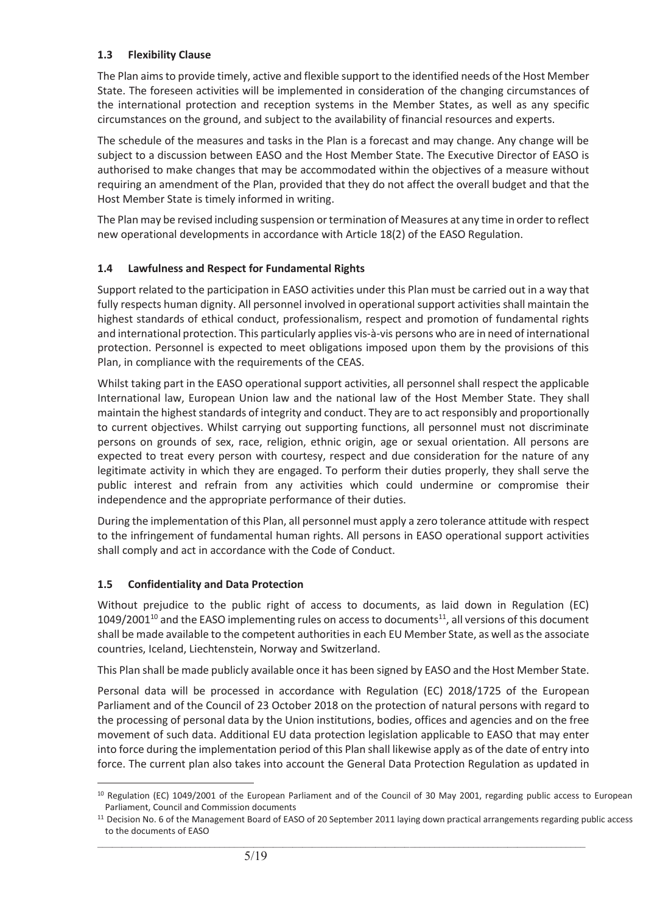### 1.3 Flexibility Clause

The Plan aims to provide timely, active and flexible support to the identified needs of the Host Member State. The foreseen activities will be implemented in consideration of the changing circumstances of the international protection and reception systems in the Member States, as well as any specific circumstances on the ground, and subject to the availability of financial resources and experts.

The schedule of the measures and tasks in the Plan is a forecast and may change. Any change will be subject to a discussion between EASO and the Host Member State. The Executive Director of EASO is authorised to make changes that may be accommodated within the objectives of a measure without requiring an amendment of the Plan, provided that they do not affect the overall budget and that the Host Member State is timely informed in writing.

The Plan may be revised including suspension or termination of Measures at any time in order to reflect new operational developments in accordance with Article 18(2) of the EASO Regulation.

### 1.4 Lawfulness and Respect for Fundamental Rights

Support related to the participation in EASO activities under this Plan must be carried out in a way that fully respects human dignity. All personnel involved in operational support activities shall maintain the highest standards of ethical conduct, professionalism, respect and promotion of fundamental rights and international protection. This particularly applies vis-à-vis persons who are in need of international protection. Personnel is expected to meet obligations imposed upon them by the provisions of this Plan, in compliance with the requirements of the CEAS.

Whilst taking part in the EASO operational support activities, all personnel shall respect the applicable International law, European Union law and the national law of the Host Member State. They shall maintain the highest standards of integrity and conduct. They are to act responsibly and proportionally to current objectives. Whilst carrying out supporting functions, all personnel must not discriminate persons on grounds of sex, race, religion, ethnic origin, age or sexual orientation. All persons are expected to treat every person with courtesy, respect and due consideration for the nature of any legitimate activity in which they are engaged. To perform their duties properly, they shall serve the public interest and refrain from any activities which could undermine or compromise their independence and the appropriate performance of their duties.

During the implementation of this Plan, all personnel must apply a zero tolerance attitude with respect to the infringement of fundamental human rights. All persons in EASO operational support activities shall comply and act in accordance with the Code of Conduct.

### 1.5 Confidentiality and Data Protection

Without prejudice to the public right of access to documents, as laid down in Regulation (EC) 1049/2001[10] and the EASO implementing rules on access to documents[11], all versions of this document shall be made available to the competent authorities in each EU Member State, as well as the associate countries, Iceland, Liechtenstein, Norway and Switzerland.

This Plan shall be made publicly available once it has been signed by EASO and the Host Member State.

Personal data will be processed in accordance with Regulation (EC) 2018/1725 of the European Parliament and of the Council of 23 October 2018 on the protection of natural persons with regard to the processing of personal data by the Union institutions, bodies, offices and agencies and on the free movement of such data. Additional EU data protection legislation applicable to EASO that may enter into force during the implementation period of this Plan shall likewise apply as of the date of entry into force. The current plan also takes into account the General Data Protection Regulation as updated in

---

[10] Regulation (EC) 1049/2001 of the European Parliament and of the Council of 30 May 2001, regarding public access to European Parliament, Council and Commission documents

[11] Decision No. 6 of the Management Board of EASO of 20 September 2011 laying down practical arrangements regarding public access to the documents of EASO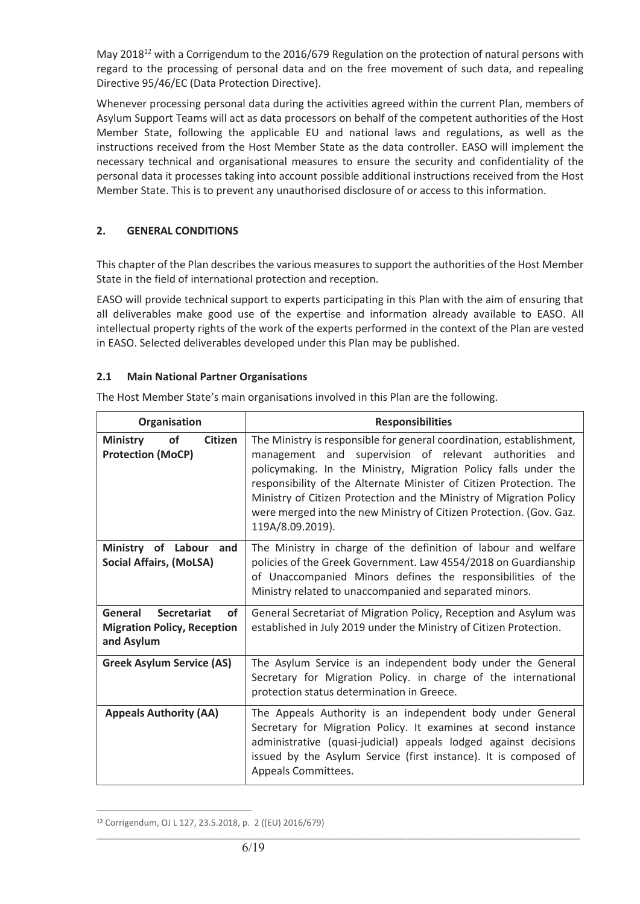May 2018[12] with a Corrigendum to the 2016/679 Regulation on the protection of natural persons with regard to the processing of personal data and on the free movement of such data, and repealing Directive 95/46/EC (Data Protection Directive).

Whenever processing personal data during the activities agreed within the current Plan, members of Asylum Support Teams will act as data processors on behalf of the competent authorities of the Host Member State, following the applicable EU and national laws and regulations, as well as the instructions received from the Host Member State as the data controller. EASO will implement the necessary technical and organisational measures to ensure the security and confidentiality of the personal data it processes taking into account possible additional instructions received from the Host Member State. This is to prevent any unauthorised disclosure of or access to this information.

## 2. GENERAL CONDITIONS

This chapter of the Plan describes the various measures to support the authorities of the Host Member State in the field of international protection and reception.

EASO will provide technical support to experts participating in this Plan with the aim of ensuring that all deliverables make good use of the expertise and information already available to EASO. All intellectual property rights of the work of the experts performed in the context of the Plan are vested in EASO. Selected deliverables developed under this Plan may be published.

### 2.1 Main National Partner Organisations

The Host Member State's main organisations involved in this Plan are the following.

| Organisation | Responsibilities |
|---|---|
| **Ministry of Citizen Protection (MoCP)** | The Ministry is responsible for general coordination, establishment, management and supervision of relevant authorities and policymaking. In the Ministry, Migration Policy falls under the responsibility of the Alternate Minister of Citizen Protection. The Ministry of Citizen Protection and the Ministry of Migration Policy were merged into the new Ministry of Citizen Protection. (Gov. Gaz. 119A/8.09.2019). |
| **Ministry of Labour and Social Affairs, (MoLSA)** | The Ministry in charge of the definition of labour and welfare policies of the Greek Government. Law 4554/2018 on Guardianship of Unaccompanied Minors defines the responsibilities of the Ministry related to unaccompanied and separated minors. |
| **General Secretariat of Migration Policy, Reception and Asylum** | General Secretariat of Migration Policy, Reception and Asylum was established in July 2019 under the Ministry of Citizen Protection. |
| **Greek Asylum Service (AS)** | The Asylum Service is an independent body under the General Secretary for Migration Policy. in charge of the international protection status determination in Greece. |
| **Appeals Authority (AA)** | The Appeals Authority is an independent body under General Secretary for Migration Policy. It examines at second instance administrative (quasi-judicial) appeals lodged against decisions issued by the Asylum Service (first instance). It is composed of Appeals Committees. |

[12] Corrigendum, OJ L 127, 23.5.2018, p. 2 ((EU) 2016/679)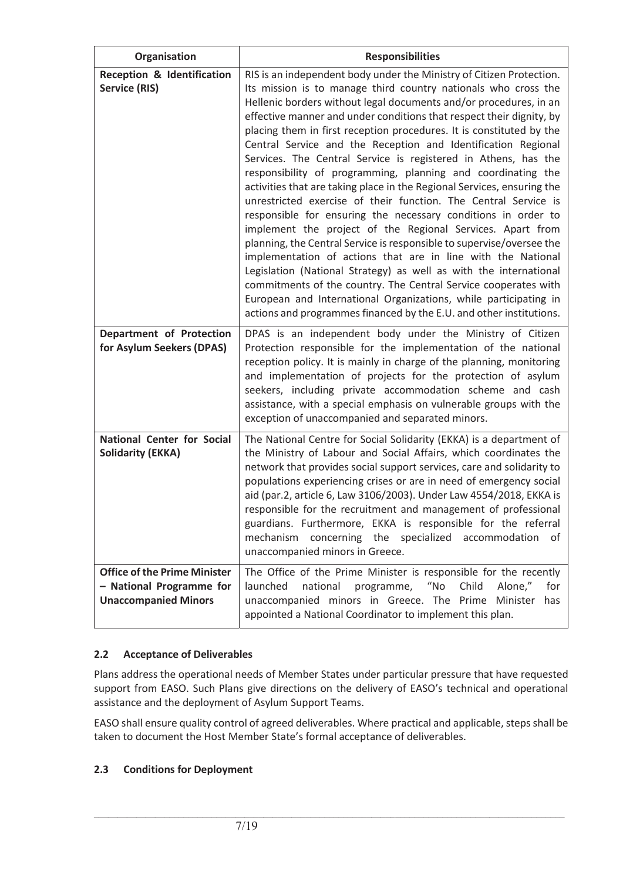| Organisation | Responsibilities |
|---|---|
| **Reception & Identification Service (RIS)** | RIS is an independent body under the Ministry of Citizen Protection. Its mission is to manage third country nationals who cross the Hellenic borders without legal documents and/or procedures, in an effective manner and under conditions that respect their dignity, by placing them in first reception procedures. It is constituted by the Central Service and the Reception and Identification Regional Services. The Central Service is registered in Athens, has the responsibility of programming, planning and coordinating the activities that are taking place in the Regional Services, ensuring the unrestricted exercise of their function. The Central Service is responsible for ensuring the necessary conditions in order to implement the project of the Regional Services. Apart from planning, the Central Service is responsible to supervise/oversee the implementation of actions that are in line with the National Legislation (National Strategy) as well as with the international commitments of the country. The Central Service cooperates with European and International Organizations, while participating in actions and programmes financed by the E.U. and other institutions. |
| **Department of Protection for Asylum Seekers (DPAS)** | DPAS is an independent body under the Ministry of Citizen Protection responsible for the implementation of the national reception policy. It is mainly in charge of the planning, monitoring and implementation of projects for the protection of asylum seekers, including private accommodation scheme and cash assistance, with a special emphasis on vulnerable groups with the exception of unaccompanied and separated minors. |
| **National Center for Social Solidarity (EKKA)** | The National Centre for Social Solidarity (EKKA) is a department of the Ministry of Labour and Social Affairs, which coordinates the network that provides social support services, care and solidarity to populations experiencing crises or are in need of emergency social aid (par.2, article 6, Law 3106/2003). Under Law 4554/2018, EKKA is responsible for the recruitment and management of professional guardians. Furthermore, EKKA is responsible for the referral mechanism concerning the specialized accommodation of unaccompanied minors in Greece. |
| **Office of the Prime Minister – National Programme for Unaccompanied Minors** | The Office of the Prime Minister is responsible for the recently launched national programme, "No Child Alone," for unaccompanied minors in Greece. The Prime Minister has appointed a National Coordinator to implement this plan. |

### 2.2 Acceptance of Deliverables

Plans address the operational needs of Member States under particular pressure that have requested support from EASO. Such Plans give directions on the delivery of EASO's technical and operational assistance and the deployment of Asylum Support Teams.

EASO shall ensure quality control of agreed deliverables. Where practical and applicable, steps shall be taken to document the Host Member State's formal acceptance of deliverables.

### 2.3 Conditions for Deployment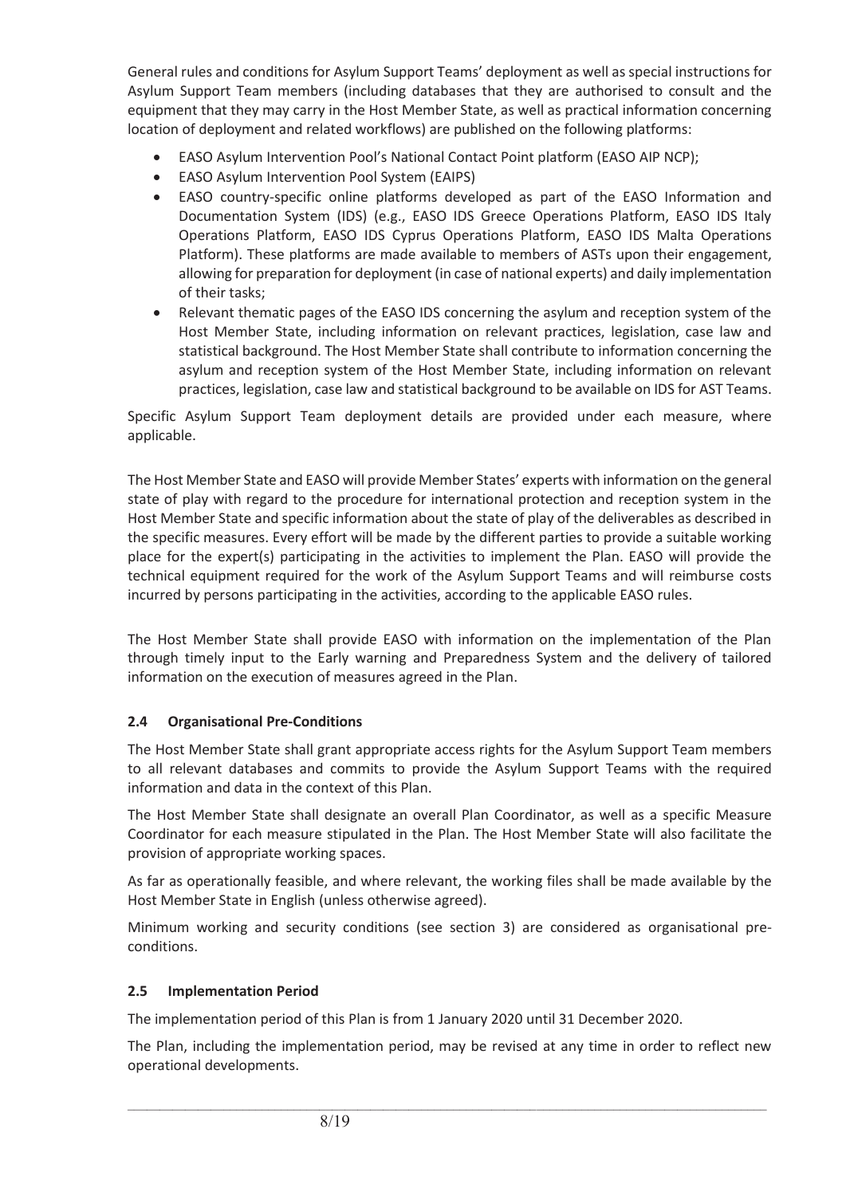General rules and conditions for Asylum Support Teams' deployment as well as special instructions for Asylum Support Team members (including databases that they are authorised to consult and the equipment that they may carry in the Host Member State, as well as practical information concerning location of deployment and related workflows) are published on the following platforms:

- EASO Asylum Intervention Pool's National Contact Point platform (EASO AIP NCP);
- EASO Asylum Intervention Pool System (EAIPS)
- EASO country-specific online platforms developed as part of the EASO Information and Documentation System (IDS) (e.g., EASO IDS Greece Operations Platform, EASO IDS Italy Operations Platform, EASO IDS Cyprus Operations Platform, EASO IDS Malta Operations Platform). These platforms are made available to members of ASTs upon their engagement, allowing for preparation for deployment (in case of national experts) and daily implementation of their tasks;
- Relevant thematic pages of the EASO IDS concerning the asylum and reception system of the Host Member State, including information on relevant practices, legislation, case law and statistical background. The Host Member State shall contribute to information concerning the asylum and reception system of the Host Member State, including information on relevant practices, legislation, case law and statistical background to be available on IDS for AST Teams.

Specific Asylum Support Team deployment details are provided under each measure, where applicable.

The Host Member State and EASO will provide Member States' experts with information on the general state of play with regard to the procedure for international protection and reception system in the Host Member State and specific information about the state of play of the deliverables as described in the specific measures. Every effort will be made by the different parties to provide a suitable working place for the expert(s) participating in the activities to implement the Plan. EASO will provide the technical equipment required for the work of the Asylum Support Teams and will reimburse costs incurred by persons participating in the activities, according to the applicable EASO rules.

The Host Member State shall provide EASO with information on the implementation of the Plan through timely input to the Early warning and Preparedness System and the delivery of tailored information on the execution of measures agreed in the Plan.

## 2.4 Organisational Pre-Conditions

The Host Member State shall grant appropriate access rights for the Asylum Support Team members to all relevant databases and commits to provide the Asylum Support Teams with the required information and data in the context of this Plan.

The Host Member State shall designate an overall Plan Coordinator, as well as a specific Measure Coordinator for each measure stipulated in the Plan. The Host Member State will also facilitate the provision of appropriate working spaces.

As far as operationally feasible, and where relevant, the working files shall be made available by the Host Member State in English (unless otherwise agreed).

Minimum working and security conditions (see section 3) are considered as organisational pre-conditions.

## 2.5 Implementation Period

The implementation period of this Plan is from 1 January 2020 until 31 December 2020.

The Plan, including the implementation period, may be revised at any time in order to reflect new operational developments.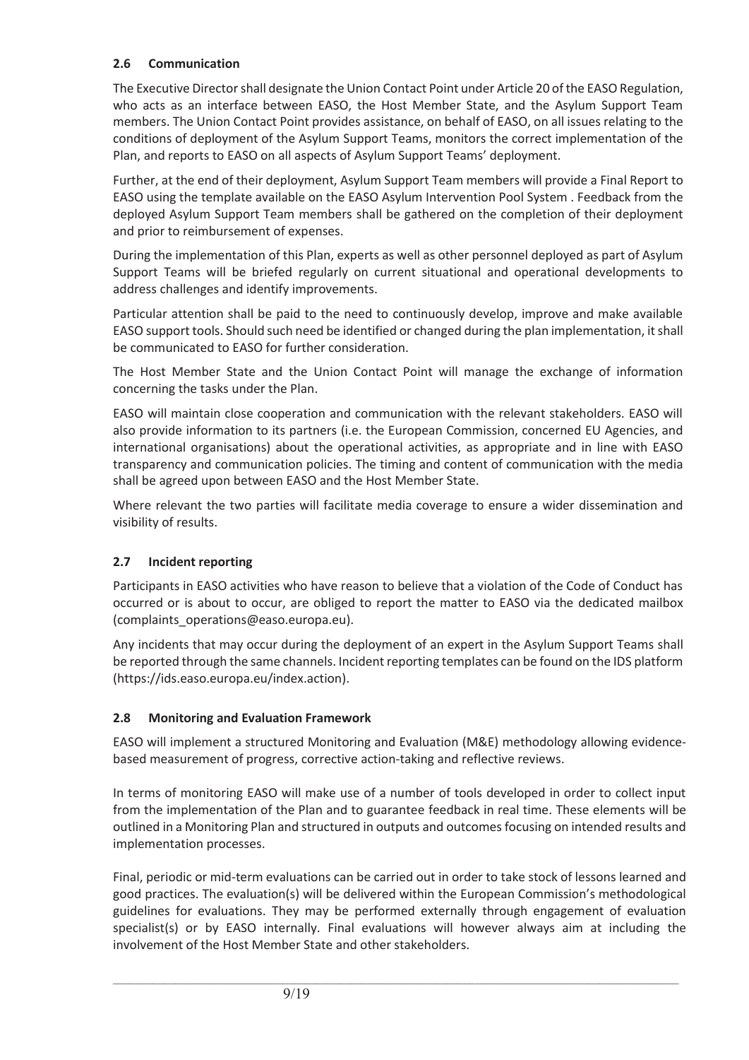## 2.6 Communication

The Executive Director shall designate the Union Contact Point under Article 20 of the EASO Regulation, who acts as an interface between EASO, the Host Member State, and the Asylum Support Team members. The Union Contact Point provides assistance, on behalf of EASO, on all issues relating to the conditions of deployment of the Asylum Support Teams, monitors the correct implementation of the Plan, and reports to EASO on all aspects of Asylum Support Teams' deployment.

Further, at the end of their deployment, Asylum Support Team members will provide a Final Report to EASO using the template available on the EASO Asylum Intervention Pool System . Feedback from the deployed Asylum Support Team members shall be gathered on the completion of their deployment and prior to reimbursement of expenses.

During the implementation of this Plan, experts as well as other personnel deployed as part of Asylum Support Teams will be briefed regularly on current situational and operational developments to address challenges and identify improvements.

Particular attention shall be paid to the need to continuously develop, improve and make available EASO support tools. Should such need be identified or changed during the plan implementation, it shall be communicated to EASO for further consideration.

The Host Member State and the Union Contact Point will manage the exchange of information concerning the tasks under the Plan.

EASO will maintain close cooperation and communication with the relevant stakeholders. EASO will also provide information to its partners (i.e. the European Commission, concerned EU Agencies, and international organisations) about the operational activities, as appropriate and in line with EASO transparency and communication policies. The timing and content of communication with the media shall be agreed upon between EASO and the Host Member State.

Where relevant the two parties will facilitate media coverage to ensure a wider dissemination and visibility of results.

## 2.7 Incident reporting

Participants in EASO activities who have reason to believe that a violation of the Code of Conduct has occurred or is about to occur, are obliged to report the matter to EASO via the dedicated mailbox (complaints_operations@easo.europa.eu).

Any incidents that may occur during the deployment of an expert in the Asylum Support Teams shall be reported through the same channels. Incident reporting templates can be found on the IDS platform (https://ids.easo.europa.eu/index.action).

## 2.8 Monitoring and Evaluation Framework

EASO will implement a structured Monitoring and Evaluation (M&E) methodology allowing evidence-based measurement of progress, corrective action-taking and reflective reviews.

In terms of monitoring EASO will make use of a number of tools developed in order to collect input from the implementation of the Plan and to guarantee feedback in real time. These elements will be outlined in a Monitoring Plan and structured in outputs and outcomes focusing on intended results and implementation processes.

Final, periodic or mid-term evaluations can be carried out in order to take stock of lessons learned and good practices. The evaluation(s) will be delivered within the European Commission's methodological guidelines for evaluations. They may be performed externally through engagement of evaluation specialist(s) or by EASO internally. Final evaluations will however always aim at including the involvement of the Host Member State and other stakeholders.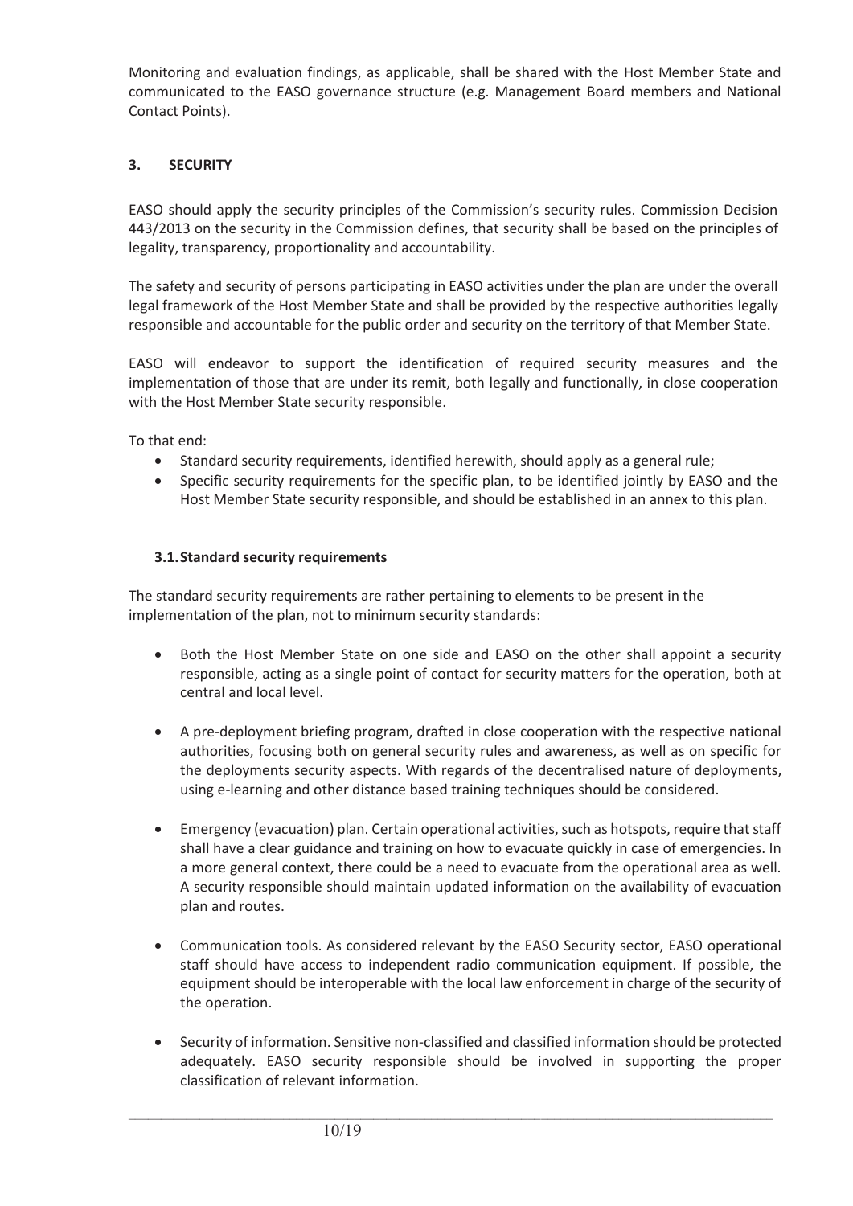Monitoring and evaluation findings, as applicable, shall be shared with the Host Member State and communicated to the EASO governance structure (e.g. Management Board members and National Contact Points).

## 3. SECURITY

EASO should apply the security principles of the Commission's security rules. Commission Decision 443/2013 on the security in the Commission defines, that security shall be based on the principles of legality, transparency, proportionality and accountability.

The safety and security of persons participating in EASO activities under the plan are under the overall legal framework of the Host Member State and shall be provided by the respective authorities legally responsible and accountable for the public order and security on the territory of that Member State.

EASO will endeavor to support the identification of required security measures and the implementation of those that are under its remit, both legally and functionally, in close cooperation with the Host Member State security responsible.

To that end:

- Standard security requirements, identified herewith, should apply as a general rule;
- Specific security requirements for the specific plan, to be identified jointly by EASO and the Host Member State security responsible, and should be established in an annex to this plan.

### 3.1. Standard security requirements

The standard security requirements are rather pertaining to elements to be present in the implementation of the plan, not to minimum security standards:

- Both the Host Member State on one side and EASO on the other shall appoint a security responsible, acting as a single point of contact for security matters for the operation, both at central and local level.

- A pre-deployment briefing program, drafted in close cooperation with the respective national authorities, focusing both on general security rules and awareness, as well as on specific for the deployments security aspects. With regards of the decentralised nature of deployments, using e-learning and other distance based training techniques should be considered.

- Emergency (evacuation) plan. Certain operational activities, such as hotspots, require that staff shall have a clear guidance and training on how to evacuate quickly in case of emergencies. In a more general context, there could be a need to evacuate from the operational area as well. A security responsible should maintain updated information on the availability of evacuation plan and routes.

- Communication tools. As considered relevant by the EASO Security sector, EASO operational staff should have access to independent radio communication equipment. If possible, the equipment should be interoperable with the local law enforcement in charge of the security of the operation.

- Security of information. Sensitive non-classified and classified information should be protected adequately. EASO security responsible should be involved in supporting the proper classification of relevant information.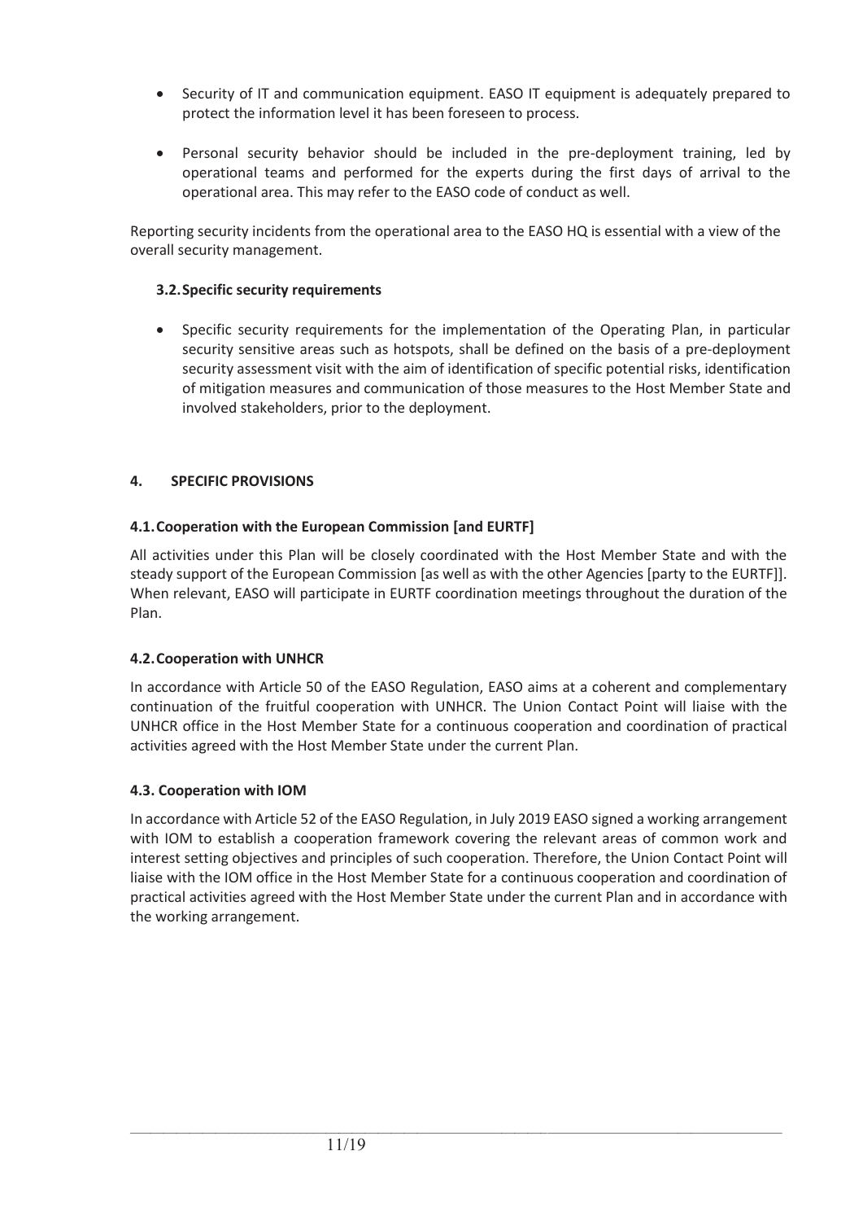- Security of IT and communication equipment. EASO IT equipment is adequately prepared to protect the information level it has been foreseen to process.

- Personal security behavior should be included in the pre-deployment training, led by operational teams and performed for the experts during the first days of arrival to the operational area. This may refer to the EASO code of conduct as well.

Reporting security incidents from the operational area to the EASO HQ is essential with a view of the overall security management.

### 3.2. Specific security requirements

- Specific security requirements for the implementation of the Operating Plan, in particular security sensitive areas such as hotspots, shall be defined on the basis of a pre-deployment security assessment visit with the aim of identification of specific potential risks, identification of mitigation measures and communication of those measures to the Host Member State and involved stakeholders, prior to the deployment.

## 4. SPECIFIC PROVISIONS

### 4.1. Cooperation with the European Commission [and EURTF]

All activities under this Plan will be closely coordinated with the Host Member State and with the steady support of the European Commission [as well as with the other Agencies [party to the EURTF]]. When relevant, EASO will participate in EURTF coordination meetings throughout the duration of the Plan.

### 4.2. Cooperation with UNHCR

In accordance with Article 50 of the EASO Regulation, EASO aims at a coherent and complementary continuation of the fruitful cooperation with UNHCR. The Union Contact Point will liaise with the UNHCR office in the Host Member State for a continuous cooperation and coordination of practical activities agreed with the Host Member State under the current Plan.

### 4.3. Cooperation with IOM

In accordance with Article 52 of the EASO Regulation, in July 2019 EASO signed a working arrangement with IOM to establish a cooperation framework covering the relevant areas of common work and interest setting objectives and principles of such cooperation. Therefore, the Union Contact Point will liaise with the IOM office in the Host Member State for a continuous cooperation and coordination of practical activities agreed with the Host Member State under the current Plan and in accordance with the working arrangement.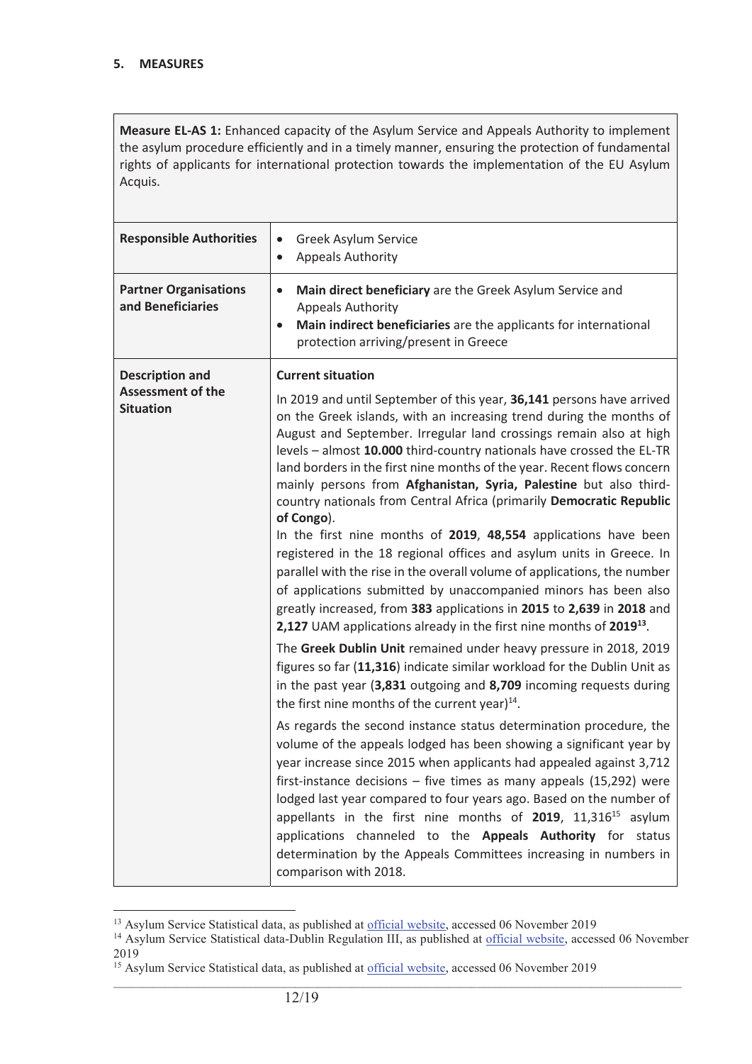## 5. MEASURES

**Measure EL-AS 1:** Enhanced capacity of the Asylum Service and Appeals Authority to implement the asylum procedure efficiently and in a timely manner, ensuring the protection of fundamental rights of applicants for international protection towards the implementation of the EU Asylum Acquis.

| | |
|---|---|
| **Responsible Authorities** | • Greek Asylum Service<br>• Appeals Authority |
| **Partner Organisations and Beneficiaries** | • **Main direct beneficiary** are the Greek Asylum Service and Appeals Authority<br>• **Main indirect beneficiaries** are the applicants for international protection arriving/present in Greece |
| **Description and Assessment of the Situation** | **Current situation**<br><br>In 2019 and until September of this year, **36,141** persons have arrived on the Greek islands, with an increasing trend during the months of August and September. Irregular land crossings remain also at high levels – almost **10.000** third-country nationals have crossed the EL-TR land borders in the first nine months of the year. Recent flows concern mainly persons from **Afghanistan, Syria, Palestine** but also third-country nationals from Central Africa (primarily **Democratic Republic of Congo**).<br>In the first nine months of **2019**, **48,554** applications have been registered in the 18 regional offices and asylum units in Greece. In parallel with the rise in the overall volume of applications, the number of applications submitted by unaccompanied minors has been also greatly increased, from **383** applications in **2015** to **2,639** in **2018** and **2,127** UAM applications already in the first nine months of **2019**[13].<br><br>The **Greek Dublin Unit** remained under heavy pressure in 2018, 2019 figures so far (**11,316**) indicate similar workload for the Dublin Unit as in the past year (**3,831** outgoing and **8,709** incoming requests during the first nine months of the current year)[14].<br><br>As regards the second instance status determination procedure, the volume of the appeals lodged has been showing a significant year by year increase since 2015 when applicants had appealed against 3,712 first-instance decisions – five times as many appeals (15,292) were lodged last year compared to four years ago. Based on the number of appellants in the first nine months of **2019**, 11,316[15] asylum applications channeled to the **Appeals Authority** for status determination by the Appeals Committees increasing in numbers in comparison with 2018. |

[13] Asylum Service Statistical data, as published at official website, accessed 06 November 2019

[14] Asylum Service Statistical data-Dublin Regulation III, as published at official website, accessed 06 November 2019

[15] Asylum Service Statistical data, as published at official website, accessed 06 November 2019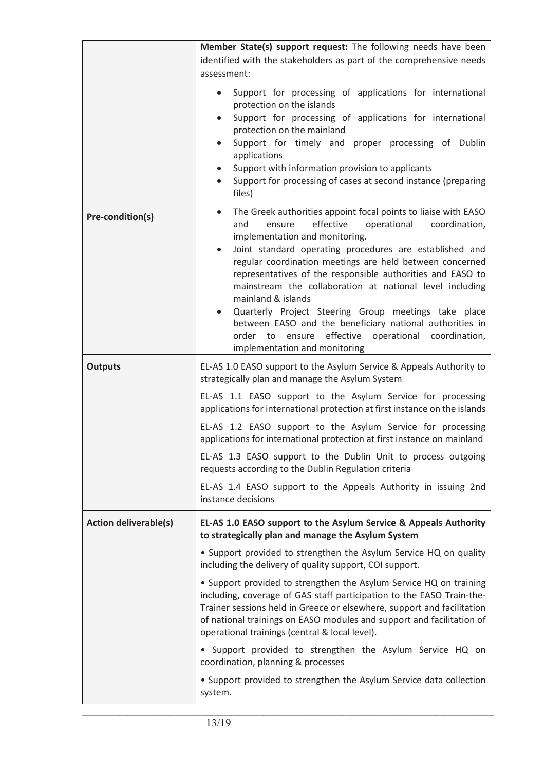| | |
|---|---|
| | **Member State(s) support request:** The following needs have been identified with the stakeholders as part of the comprehensive needs assessment:<br>• Support for processing of applications for international protection on the islands<br>• Support for processing of applications for international protection on the mainland<br>• Support for timely and proper processing of Dublin applications<br>• Support with information provision to applicants<br>• Support for processing of cases at second instance (preparing files) |
| **Pre-condition(s)** | • The Greek authorities appoint focal points to liaise with EASO and ensure effective operational coordination, implementation and monitoring.<br>• Joint standard operating procedures are established and regular coordination meetings are held between concerned representatives of the responsible authorities and EASO to mainstream the collaboration at national level including mainland & islands<br>• Quarterly Project Steering Group meetings take place between EASO and the beneficiary national authorities in order to ensure effective operational coordination, implementation and monitoring |
| **Outputs** | EL-AS 1.0 EASO support to the Asylum Service & Appeals Authority to strategically plan and manage the Asylum System<br><br>EL-AS 1.1 EASO support to the Asylum Service for processing applications for international protection at first instance on the islands<br><br>EL-AS 1.2 EASO support to the Asylum Service for processing applications for international protection at first instance on mainland<br><br>EL-AS 1.3 EASO support to the Dublin Unit to process outgoing requests according to the Dublin Regulation criteria<br><br>EL-AS 1.4 EASO support to the Appeals Authority in issuing 2nd instance decisions |
| **Action deliverable(s)** | **EL-AS 1.0 EASO support to the Asylum Service & Appeals Authority to strategically plan and manage the Asylum System**<br><br>• Support provided to strengthen the Asylum Service HQ on quality including the delivery of quality support, COI support.<br><br>• Support provided to strengthen the Asylum Service HQ on training including, coverage of GAS staff participation to the EASO Train-the-Trainer sessions held in Greece or elsewhere, support and facilitation of national trainings on EASO modules and support and facilitation of operational trainings (central & local level).<br><br>• Support provided to strengthen the Asylum Service HQ on coordination, planning & processes<br><br>• Support provided to strengthen the Asylum Service data collection system. |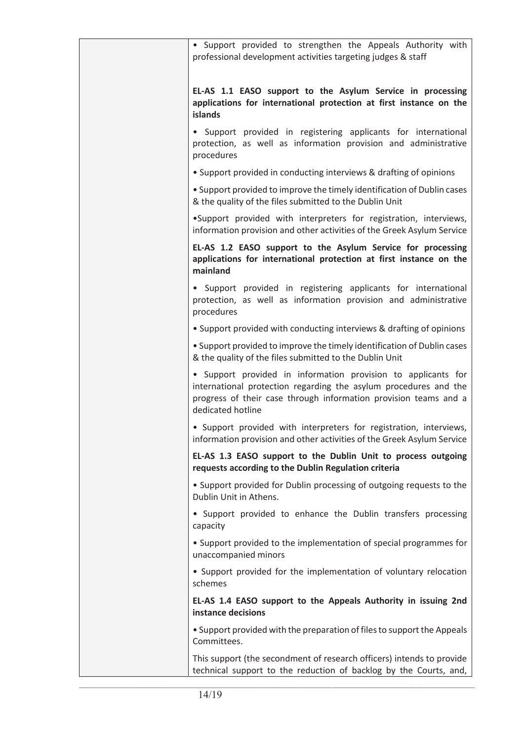| | |
|---|---|
| | • Support provided to strengthen the Appeals Authority with professional development activities targeting judges & staff<br><br>**EL-AS 1.1 EASO support to the Asylum Service in processing applications for international protection at first instance on the islands**<br><br>• Support provided in registering applicants for international protection, as well as information provision and administrative procedures<br><br>• Support provided in conducting interviews & drafting of opinions<br><br>• Support provided to improve the timely identification of Dublin cases & the quality of the files submitted to the Dublin Unit<br><br>•Support provided with interpreters for registration, interviews, information provision and other activities of the Greek Asylum Service<br><br>**EL-AS 1.2 EASO support to the Asylum Service for processing applications for international protection at first instance on the mainland**<br><br>• Support provided in registering applicants for international protection, as well as information provision and administrative procedures<br><br>• Support provided with conducting interviews & drafting of opinions<br><br>• Support provided to improve the timely identification of Dublin cases & the quality of the files submitted to the Dublin Unit<br><br>• Support provided in information provision to applicants for international protection regarding the asylum procedures and the progress of their case through information provision teams and a dedicated hotline<br><br>• Support provided with interpreters for registration, interviews, information provision and other activities of the Greek Asylum Service<br><br>**EL-AS 1.3 EASO support to the Dublin Unit to process outgoing requests according to the Dublin Regulation criteria**<br><br>• Support provided for Dublin processing of outgoing requests to the Dublin Unit in Athens.<br><br>• Support provided to enhance the Dublin transfers processing capacity<br><br>• Support provided to the implementation of special programmes for unaccompanied minors<br><br>• Support provided for the implementation of voluntary relocation schemes<br><br>**EL-AS 1.4 EASO support to the Appeals Authority in issuing 2nd instance decisions**<br><br>• Support provided with the preparation of files to support the Appeals Committees.<br><br>This support (the secondment of research officers) intends to provide technical support to the reduction of backlog by the Courts, and, |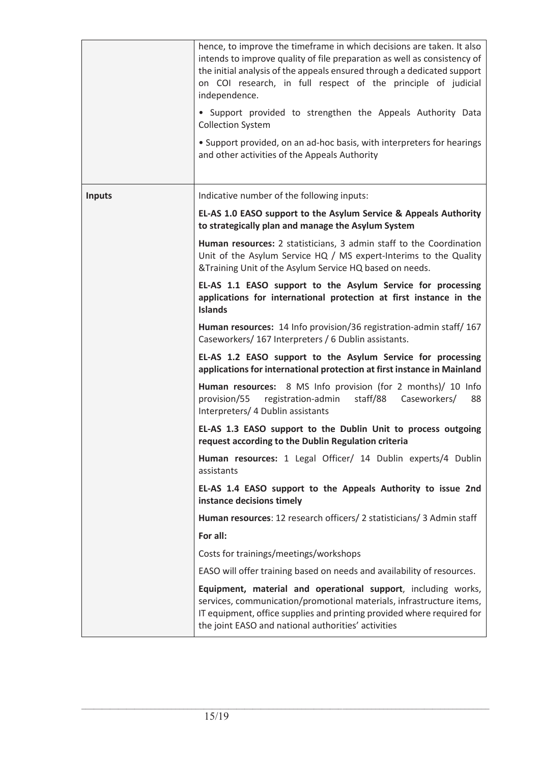| | |
|---|---|
| | hence, to improve the timeframe in which decisions are taken. It also intends to improve quality of file preparation as well as consistency of the initial analysis of the appeals ensured through a dedicated support on COI research, in full respect of the principle of judicial independence.<br><br>• Support provided to strengthen the Appeals Authority Data Collection System<br><br>• Support provided, on an ad-hoc basis, with interpreters for hearings and other activities of the Appeals Authority |
| **Inputs** | Indicative number of the following inputs:<br><br>**EL-AS 1.0 EASO support to the Asylum Service & Appeals Authority to strategically plan and manage the Asylum System**<br><br>**Human resources:** 2 statisticians, 3 admin staff to the Coordination Unit of the Asylum Service HQ / MS expert-Interims to the Quality &Training Unit of the Asylum Service HQ based on needs.<br><br>**EL-AS 1.1 EASO support to the Asylum Service for processing applications for international protection at first instance in the Islands**<br><br>**Human resources:** 14 Info provision/36 registration-admin staff/ 167 Caseworkers/ 167 Interpreters / 6 Dublin assistants.<br><br>**EL-AS 1.2 EASO support to the Asylum Service for processing applications for international protection at first instance in Mainland**<br><br>**Human resources:** 8 MS Info provision (for 2 months)/ 10 Info provision/55 registration-admin staff/88 Caseworkers/ 88 Interpreters/ 4 Dublin assistants<br><br>**EL-AS 1.3 EASO support to the Dublin Unit to process outgoing request according to the Dublin Regulation criteria**<br><br>**Human resources:** 1 Legal Officer/ 14 Dublin experts/4 Dublin assistants<br><br>**EL-AS 1.4 EASO support to the Appeals Authority to issue 2nd instance decisions timely**<br><br>**Human resources**: 12 research officers/ 2 statisticians/ 3 Admin staff<br><br>**For all:**<br><br>Costs for trainings/meetings/workshops<br><br>EASO will offer training based on needs and availability of resources.<br><br>**Equipment, material and operational support**, including works, services, communication/promotional materials, infrastructure items, IT equipment, office supplies and printing provided where required for the joint EASO and national authorities' activities |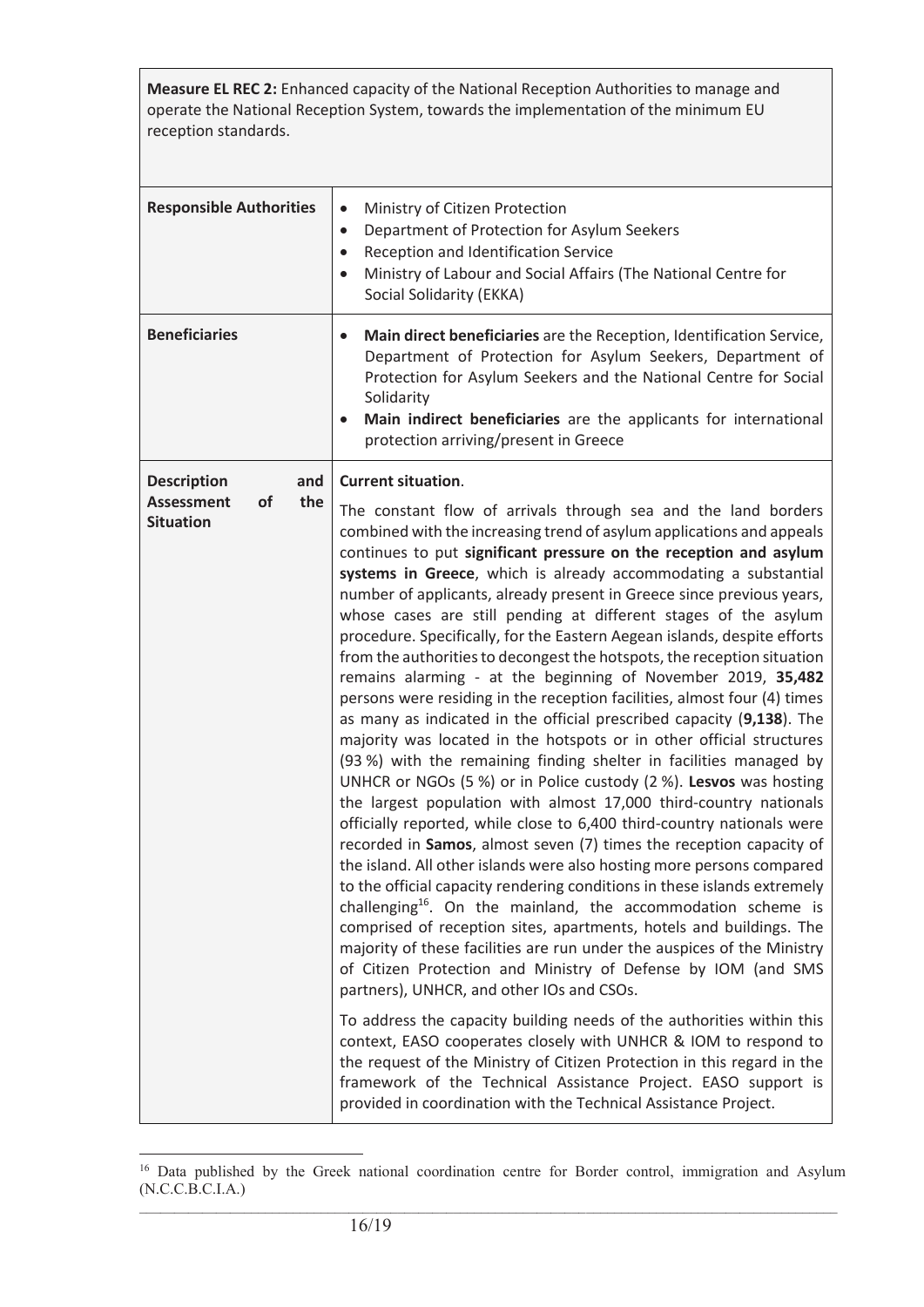**Measure EL REC 2:** Enhanced capacity of the National Reception Authorities to manage and operate the National Reception System, towards the implementation of the minimum EU reception standards.

| | |
|---|---|
| **Responsible Authorities** | • Ministry of Citizen Protection<br>• Department of Protection for Asylum Seekers<br>• Reception and Identification Service<br>• Ministry of Labour and Social Affairs (The National Centre for Social Solidarity (EKKA) |
| **Beneficiaries** | • **Main direct beneficiaries** are the Reception, Identification Service, Department of Protection for Asylum Seekers, Department of Protection for Asylum Seekers and the National Centre for Social Solidarity<br>• **Main indirect beneficiaries** are the applicants for international protection arriving/present in Greece |
| **Description and Assessment of the Situation** | **Current situation**.<br><br>The constant flow of arrivals through sea and the land borders combined with the increasing trend of asylum applications and appeals continues to put **significant pressure on the reception and asylum systems in Greece**, which is already accommodating a substantial number of applicants, already present in Greece since previous years, whose cases are still pending at different stages of the asylum procedure. Specifically, for the Eastern Aegean islands, despite efforts from the authorities to decongest the hotspots, the reception situation remains alarming - at the beginning of November 2019, **35,482** persons were residing in the reception facilities, almost four (4) times as many as indicated in the official prescribed capacity (**9,138**). The majority was located in the hotspots or in other official structures (93 %) with the remaining finding shelter in facilities managed by UNHCR or NGOs (5 %) or in Police custody (2 %). **Lesvos** was hosting the largest population with almost 17,000 third-country nationals officially reported, while close to 6,400 third-country nationals were recorded in **Samos**, almost seven (7) times the reception capacity of the island. All other islands were also hosting more persons compared to the official capacity rendering conditions in these islands extremely challenging[16]. On the mainland, the accommodation scheme is comprised of reception sites, apartments, hotels and buildings. The majority of these facilities are run under the auspices of the Ministry of Citizen Protection and Ministry of Defense by IOM (and SMS partners), UNHCR, and other IOs and CSOs.<br><br>To address the capacity building needs of the authorities within this context, EASO cooperates closely with UNHCR & IOM to respond to the request of the Ministry of Citizen Protection in this regard in the framework of the Technical Assistance Project. EASO support is provided in coordination with the Technical Assistance Project. |

[16] Data published by the Greek national coordination centre for Border control, immigration and Asylum (N.C.C.B.C.I.A.)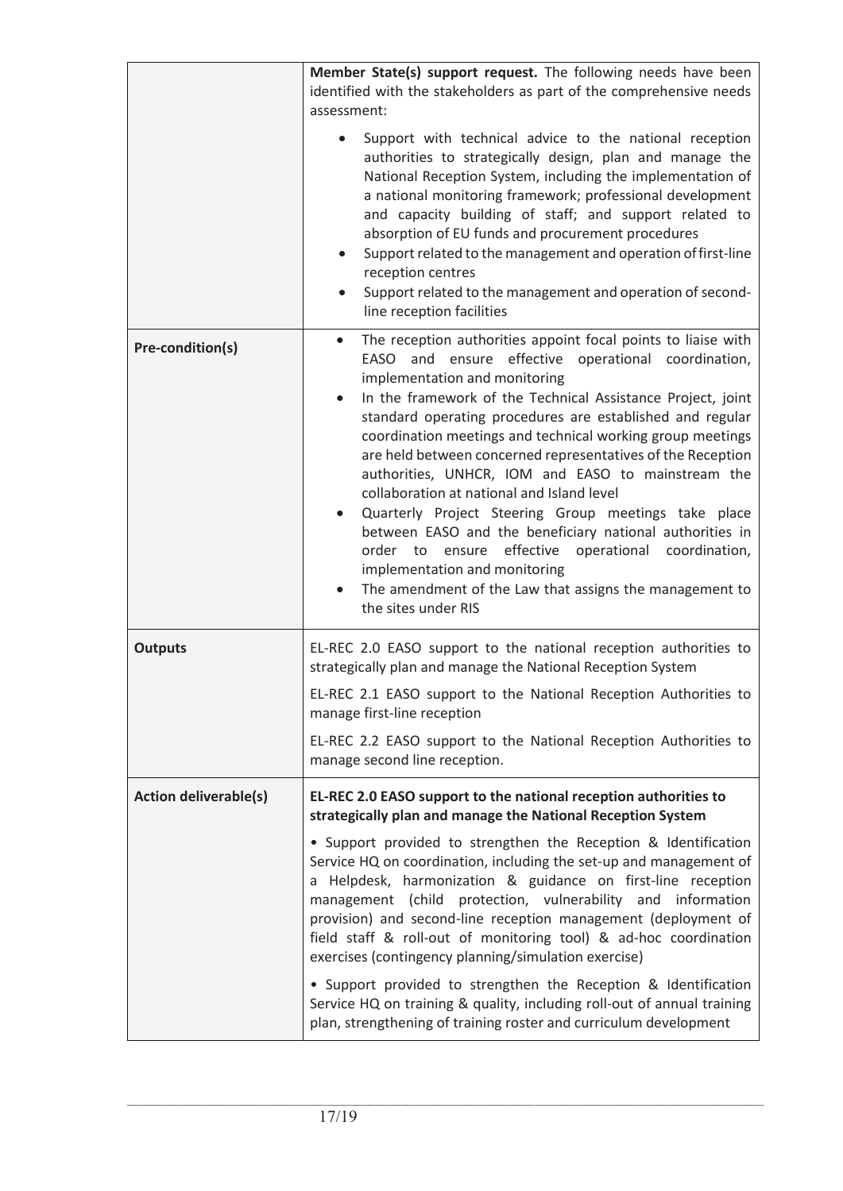| | |
|---|---|
| | **Member State(s) support request.** The following needs have been identified with the stakeholders as part of the comprehensive needs assessment:<br>• Support with technical advice to the national reception authorities to strategically design, plan and manage the National Reception System, including the implementation of a national monitoring framework; professional development and capacity building of staff; and support related to absorption of EU funds and procurement procedures<br>• Support related to the management and operation of first-line reception centres<br>• Support related to the management and operation of second-line reception facilities |
| **Pre-condition(s)** | • The reception authorities appoint focal points to liaise with EASO and ensure effective operational coordination, implementation and monitoring<br>• In the framework of the Technical Assistance Project, joint standard operating procedures are established and regular coordination meetings and technical working group meetings are held between concerned representatives of the Reception authorities, UNHCR, IOM and EASO to mainstream the collaboration at national and Island level<br>• Quarterly Project Steering Group meetings take place between EASO and the beneficiary national authorities in order to ensure effective operational coordination, implementation and monitoring<br>• The amendment of the Law that assigns the management to the sites under RIS |
| **Outputs** | EL-REC 2.0 EASO support to the national reception authorities to strategically plan and manage the National Reception System<br><br>EL-REC 2.1 EASO support to the National Reception Authorities to manage first-line reception<br><br>EL-REC 2.2 EASO support to the National Reception Authorities to manage second line reception. |
| **Action deliverable(s)** | **EL-REC 2.0 EASO support to the national reception authorities to strategically plan and manage the National Reception System**<br><br>• Support provided to strengthen the Reception & Identification Service HQ on coordination, including the set-up and management of a Helpdesk, harmonization & guidance on first-line reception management (child protection, vulnerability and information provision) and second-line reception management (deployment of field staff & roll-out of monitoring tool) & ad-hoc coordination exercises (contingency planning/simulation exercise)<br><br>• Support provided to strengthen the Reception & Identification Service HQ on training & quality, including roll-out of annual training plan, strengthening of training roster and curriculum development |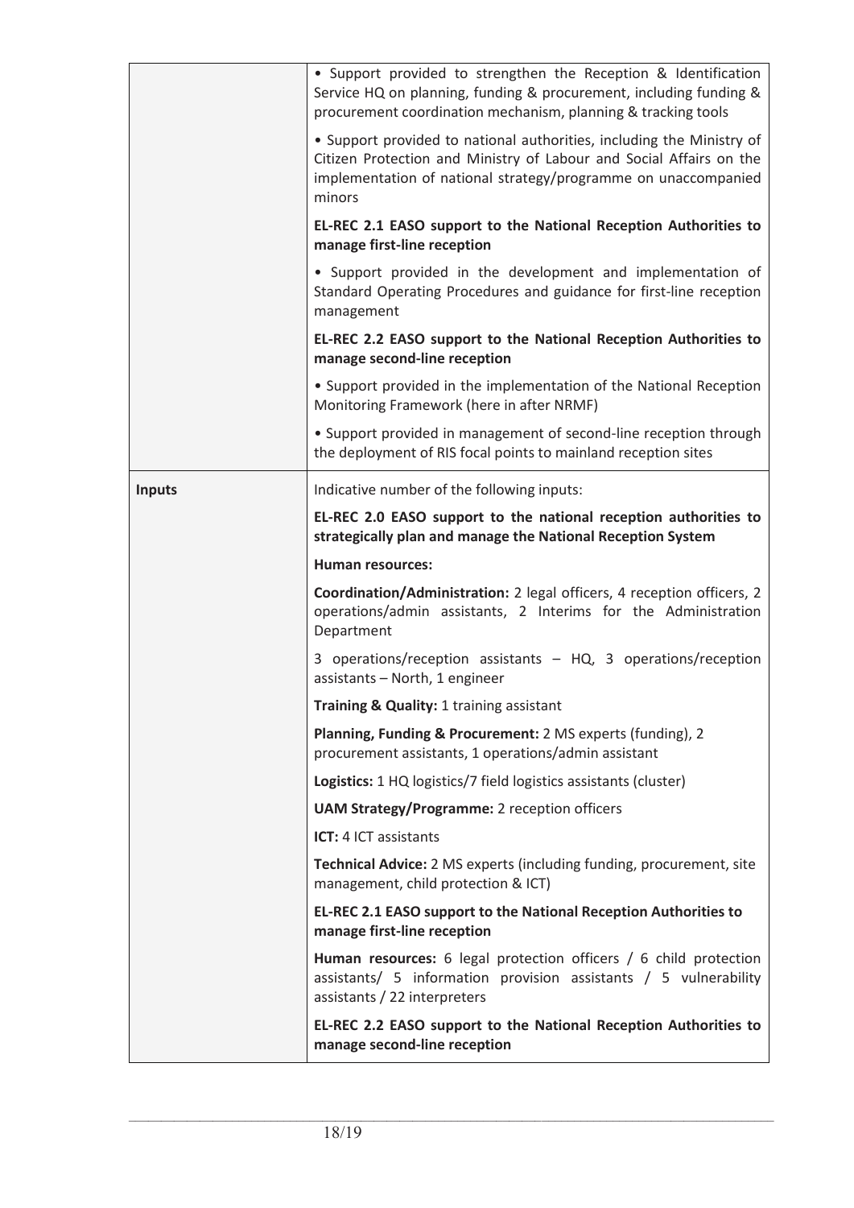| | |
|---|---|
| | • Support provided to strengthen the Reception & Identification Service HQ on planning, funding & procurement, including funding & procurement coordination mechanism, planning & tracking tools<br><br>• Support provided to national authorities, including the Ministry of Citizen Protection and Ministry of Labour and Social Affairs on the implementation of national strategy/programme on unaccompanied minors<br><br>**EL-REC 2.1 EASO support to the National Reception Authorities to manage first-line reception**<br><br>• Support provided in the development and implementation of Standard Operating Procedures and guidance for first-line reception management<br><br>**EL-REC 2.2 EASO support to the National Reception Authorities to manage second-line reception**<br><br>• Support provided in the implementation of the National Reception Monitoring Framework (here in after NRMF)<br><br>• Support provided in management of second-line reception through the deployment of RIS focal points to mainland reception sites |
| **Inputs** | Indicative number of the following inputs:<br><br>**EL-REC 2.0 EASO support to the national reception authorities to strategically plan and manage the National Reception System**<br><br>**Human resources:**<br><br>**Coordination/Administration:** 2 legal officers, 4 reception officers, 2 operations/admin assistants, 2 Interims for the Administration Department<br><br>3 operations/reception assistants – HQ, 3 operations/reception assistants – North, 1 engineer<br><br>**Training & Quality:** 1 training assistant<br><br>**Planning, Funding & Procurement:** 2 MS experts (funding), 2 procurement assistants, 1 operations/admin assistant<br><br>**Logistics:** 1 HQ logistics/7 field logistics assistants (cluster)<br><br>**UAM Strategy/Programme:** 2 reception officers<br><br>**ICT:** 4 ICT assistants<br><br>**Technical Advice:** 2 MS experts (including funding, procurement, site management, child protection & ICT)<br><br>**EL-REC 2.1 EASO support to the National Reception Authorities to manage first-line reception**<br><br>**Human resources:** 6 legal protection officers / 6 child protection assistants/ 5 information provision assistants / 5 vulnerability assistants / 22 interpreters<br><br>**EL-REC 2.2 EASO support to the National Reception Authorities to manage second-line reception** |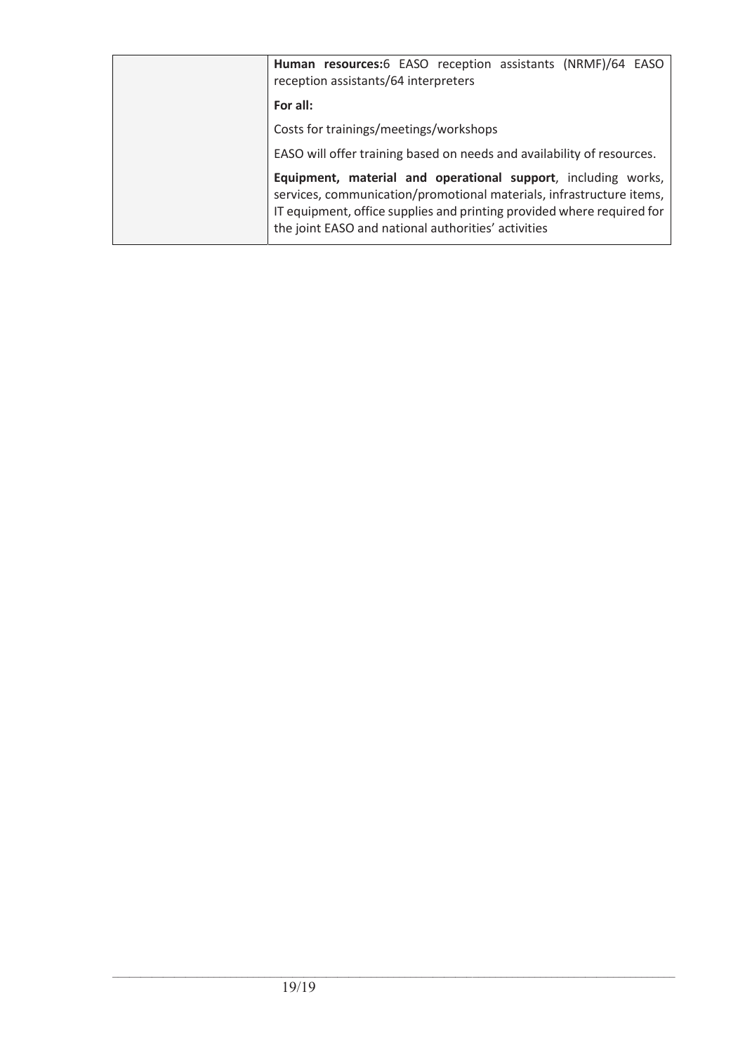| | |
|---|---|
| | **Human resources:** 6 EASO reception assistants (NRMF)/64 EASO reception assistants/64 interpreters<br><br>**For all:**<br><br>Costs for trainings/meetings/workshops<br><br>EASO will offer training based on needs and availability of resources.<br><br>**Equipment, material and operational support**, including works, services, communication/promotional materials, infrastructure items, IT equipment, office supplies and printing provided where required for the joint EASO and national authorities' activities |